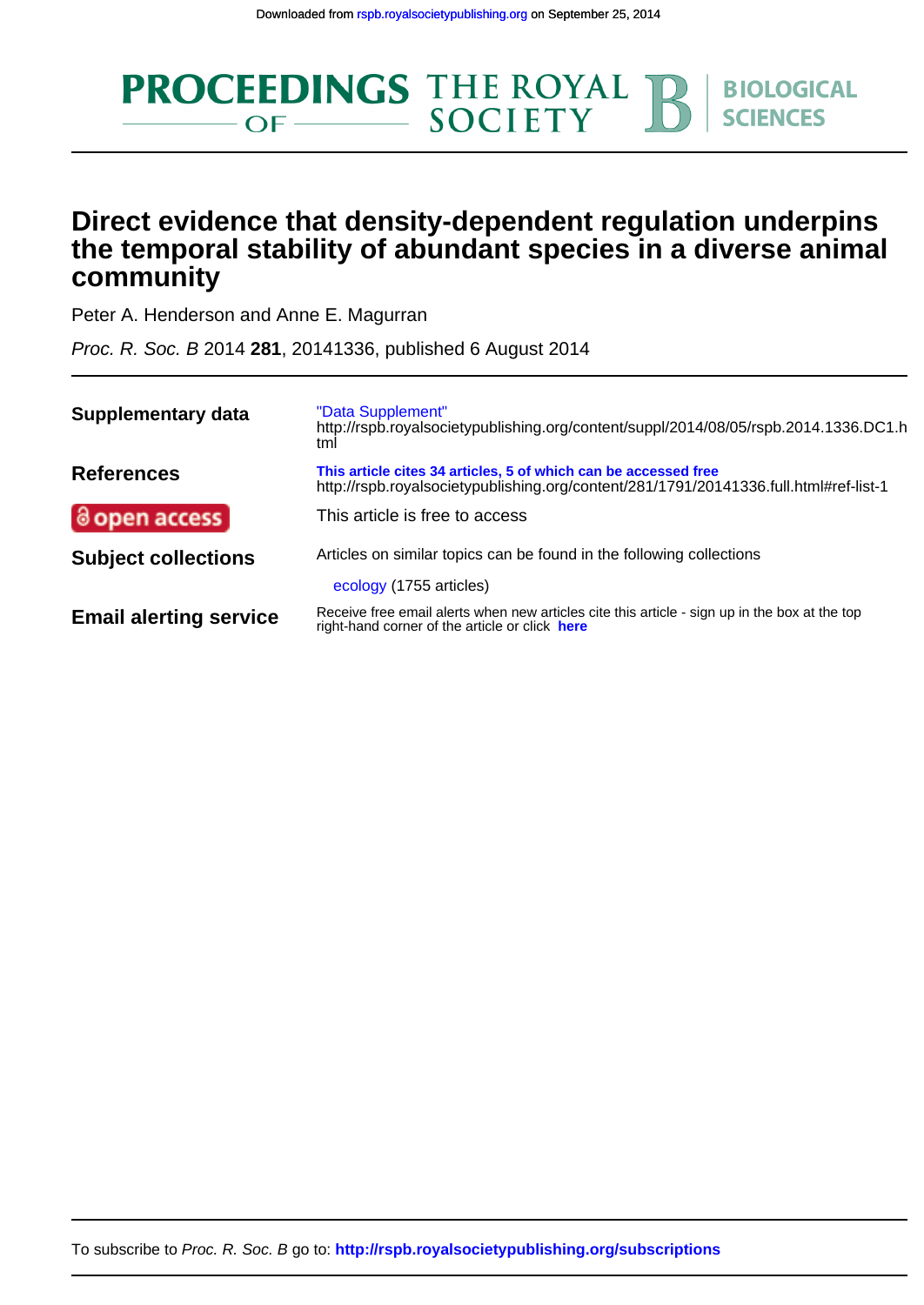Downloaded from rspb.royalsocietypublishing.org on September 25, 2014

PROCEEDINGS OF THE ROYAL SOCIETY B BIOLOGICAL SCIENCES

# Direct evidence that density-dependent regulation underpins the temporal stability of abundant species in a diverse animal community

Peter A. Henderson and Anne E. Magurran

*Proc. R. Soc. B* 2014 **281**, 20141336, published 6 August 2014

| | |
|---|---|
| **Supplementary data** | "Data Supplement" http://rspb.royalsocietypublishing.org/content/suppl/2014/08/05/rspb.2014.1336.DC1.html |
| **References** | **This article cites 34 articles, 5 of which can be accessed free** http://rspb.royalsocietypublishing.org/content/281/1791/20141336.full.html#ref-list-1 |
| **open access** | This article is free to access |
| **Subject collections** | Articles on similar topics can be found in the following collections<br>ecology (1755 articles) |
| **Email alerting service** | Receive free email alerts when new articles cite this article - sign up in the box at the top right-hand corner of the article or click **here** |

To subscribe to *Proc. R. Soc. B* go to: **http://rspb.royalsocietypublishing.org/subscriptions**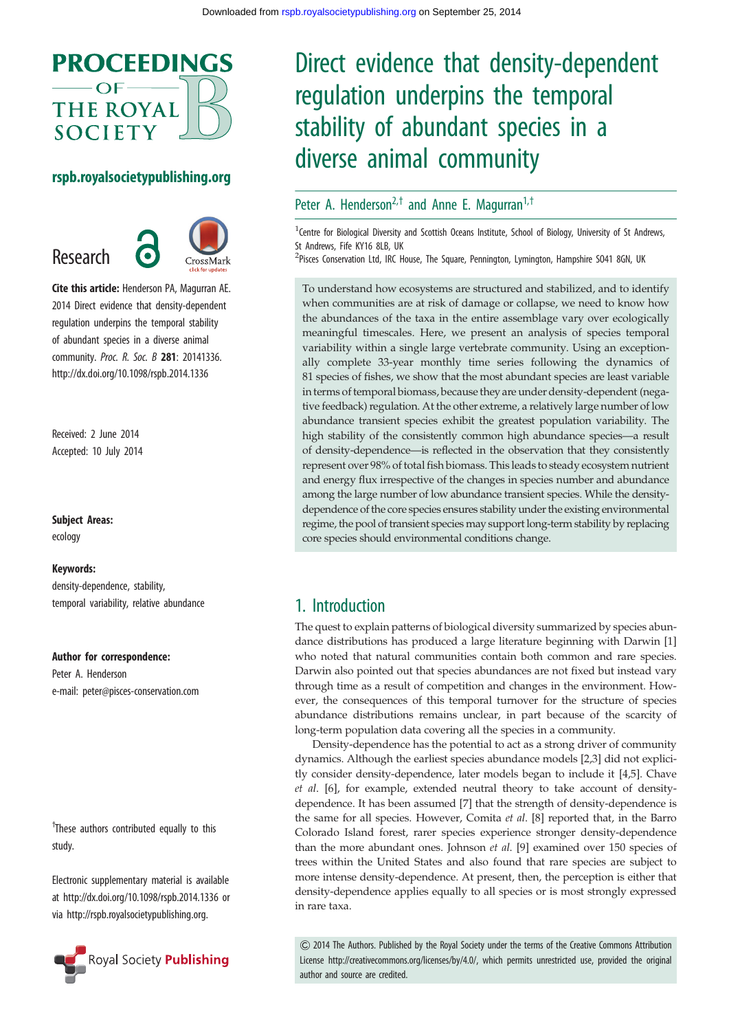# Direct evidence that density-dependent regulation underpins the temporal stability of abundant species in a diverse animal community

Peter A. Henderson[2,†] and Anne E. Magurran[1,†]

[1]Centre for Biological Diversity and Scottish Oceans Institute, School of Biology, University of St Andrews, St Andrews, Fife KY16 8LB, UK

[2]Pisces Conservation Ltd, IRC House, The Square, Pennington, Lymington, Hampshire SO41 8GN, UK

Research

**Cite this article:** Henderson PA, Magurran AE. 2014 Direct evidence that density-dependent regulation underpins the temporal stability of abundant species in a diverse animal community. *Proc. R. Soc. B* **281**: 20141336. http://dx.doi.org/10.1098/rspb.2014.1336

Received: 2 June 2014
Accepted: 10 July 2014

**Subject Areas:**
ecology

**Keywords:**
density-dependence, stability, temporal variability, relative abundance

**Author for correspondence:**
Peter A. Henderson
e-mail: peter@pisces-conservation.com

†These authors contributed equally to this study.

Electronic supplementary material is available at http://dx.doi.org/10.1098/rspb.2014.1336 or via http://rspb.royalsocietypublishing.org.

To understand how ecosystems are structured and stabilized, and to identify when communities are at risk of damage or collapse, we need to know how the abundances of the taxa in the entire assemblage vary over ecologically meaningful timescales. Here, we present an analysis of species temporal variability within a single large vertebrate community. Using an exceptionally complete 33-year monthly time series following the dynamics of 81 species of fishes, we show that the most abundant species are least variable in terms of temporal biomass, because they are under density-dependent (negative feedback) regulation. At the other extreme, a relatively large number of low abundance transient species exhibit the greatest population variability. The high stability of the consistently common high abundance species—a result of density-dependence—is reflected in the observation that they consistently represent over 98% of total fish biomass. This leads to steady ecosystem nutrient and energy flux irrespective of the changes in species number and abundance among the large number of low abundance transient species. While the density-dependence of the core species ensures stability under the existing environmental regime, the pool of transient species may support long-term stability by replacing core species should environmental conditions change.

## 1. Introduction

The quest to explain patterns of biological diversity summarized by species abundance distributions has produced a large literature beginning with Darwin [1] who noted that natural communities contain both common and rare species. Darwin also pointed out that species abundances are not fixed but instead vary through time as a result of competition and changes in the environment. However, the consequences of this temporal turnover for the structure of species abundance distributions remains unclear, in part because of the scarcity of long-term population data covering all the species in a community.

Density-dependence has the potential to act as a strong driver of community dynamics. Although the earliest species abundance models [2,3] did not explicitly consider density-dependence, later models began to include it [4,5]. Chave *et al*. [6], for example, extended neutral theory to take account of density-dependence. It has been assumed [7] that the strength of density-dependence is the same for all species. However, Comita *et al*. [8] reported that, in the Barro Colorado Island forest, rarer species experience stronger density-dependence than the more abundant ones. Johnson *et al*. [9] examined over 150 species of trees within the United States and also found that rare species are subject to more intense density-dependence. At present, then, the perception is either that density-dependence applies equally to all species or is most strongly expressed in rare taxa.

© 2014 The Authors. Published by the Royal Society under the terms of the Creative Commons Attribution License http://creativecommons.org/licenses/by/4.0/, which permits unrestricted use, provided the original author and source are credited.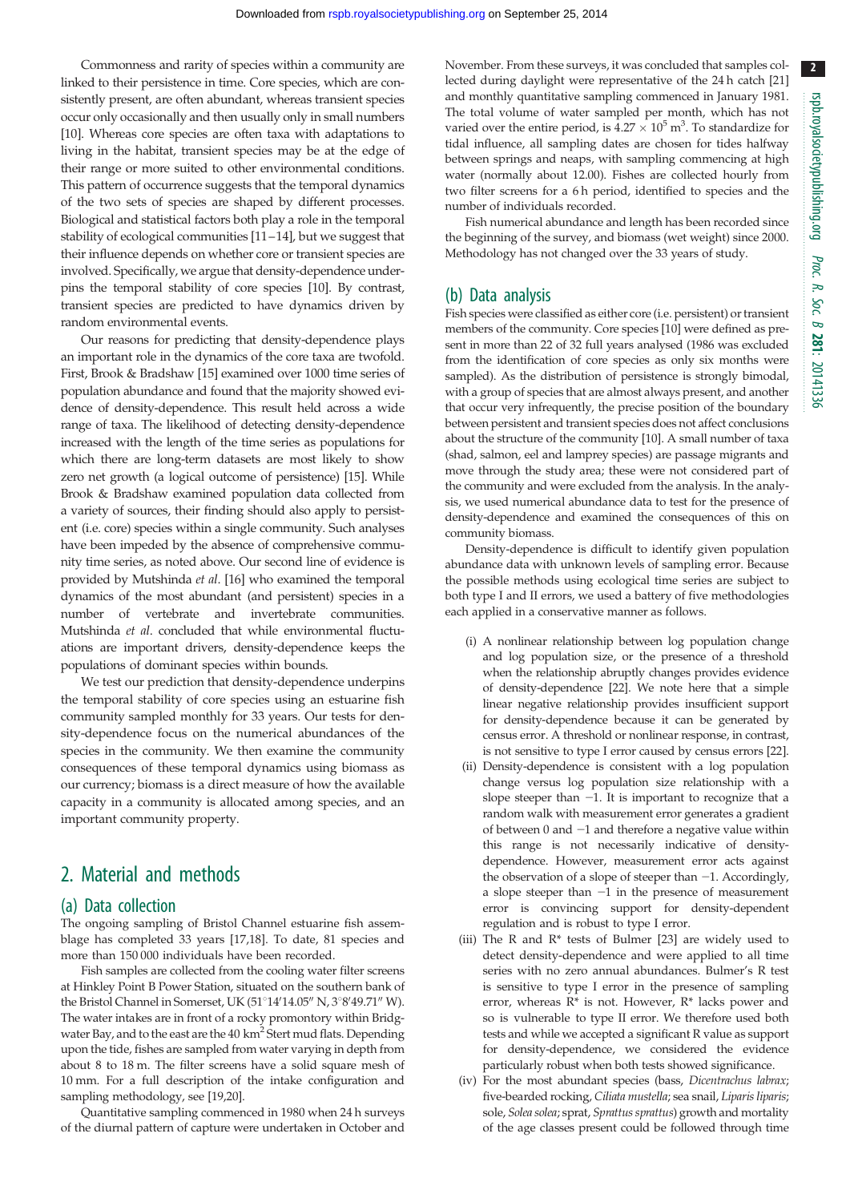Commonness and rarity of species within a community are linked to their persistence in time. Core species, which are consistently present, are often abundant, whereas transient species occur only occasionally and then usually only in small numbers [10]. Whereas core species are often taxa with adaptations to living in the habitat, transient species may be at the edge of their range or more suited to other environmental conditions. This pattern of occurrence suggests that the temporal dynamics of the two sets of species are shaped by different processes. Biological and statistical factors both play a role in the temporal stability of ecological communities [11–14], but we suggest that their influence depends on whether core or transient species are involved. Specifically, we argue that density-dependence underpins the temporal stability of core species [10]. By contrast, transient species are predicted to have dynamics driven by random environmental events.

Our reasons for predicting that density-dependence plays an important role in the dynamics of the core taxa are twofold. First, Brook & Bradshaw [15] examined over 1000 time series of population abundance and found that the majority showed evidence of density-dependence. This result held across a wide range of taxa. The likelihood of detecting density-dependence increased with the length of the time series as populations for which there are long-term datasets are most likely to show zero net growth (a logical outcome of persistence) [15]. While Brook & Bradshaw examined population data collected from a variety of sources, their finding should also apply to persistent (i.e. core) species within a single community. Such analyses have been impeded by the absence of comprehensive community time series, as noted above. Our second line of evidence is provided by Mutshinda *et al.* [16] who examined the temporal dynamics of the most abundant (and persistent) species in a number of vertebrate and invertebrate communities. Mutshinda *et al.* concluded that while environmental fluctuations are important drivers, density-dependence keeps the populations of dominant species within bounds.

We test our prediction that density-dependence underpins the temporal stability of core species using an estuarine fish community sampled monthly for 33 years. Our tests for density-dependence focus on the numerical abundances of the species in the community. We then examine the community consequences of these temporal dynamics using biomass as our currency; biomass is a direct measure of how the available capacity in a community is allocated among species, and an important community property.

## 2. Material and methods

### (a) Data collection

The ongoing sampling of Bristol Channel estuarine fish assemblage has completed 33 years [17,18]. To date, 81 species and more than 150 000 individuals have been recorded.

Fish samples are collected from the cooling water filter screens at Hinkley Point B Power Station, situated on the southern bank of the Bristol Channel in Somerset, UK (51°14′14.05″ N, 3°8′49.71″ W). The water intakes are in front of a rocky promontory within Bridgwater Bay, and to the east are the 40 km$^2$ Stert mud flats. Depending upon the tide, fishes are sampled from water varying in depth from about 8 to 18 m. The filter screens have a solid square mesh of 10 mm. For a full description of the intake configuration and sampling methodology, see [19,20].

Quantitative sampling commenced in 1980 when 24 h surveys of the diurnal pattern of capture were undertaken in October and November. From these surveys, it was concluded that samples collected during daylight were representative of the 24 h catch [21] and monthly quantitative sampling commenced in January 1981. The total volume of water sampled per month, which has not varied over the entire period, is $4.27 \times 10^5$ m$^3$. To standardize for tidal influence, all sampling dates are chosen for tides halfway between springs and neaps, with sampling commencing at high water (normally about 12.00). Fishes are collected hourly from two filter screens for a 6 h period, identified to species and the number of individuals recorded.

Fish numerical abundance and length has been recorded since the beginning of the survey, and biomass (wet weight) since 2000. Methodology has not changed over the 33 years of study.

### (b) Data analysis

Fish species were classified as either core (i.e. persistent) or transient members of the community. Core species [10] were defined as present in more than 22 of 32 full years analysed (1986 was excluded from the identification of core species as only six months were sampled). As the distribution of persistence is strongly bimodal, with a group of species that are almost always present, and another that occur very infrequently, the precise position of the boundary between persistent and transient species does not affect conclusions about the structure of the community [10]. A small number of taxa (shad, salmon, eel and lamprey species) are passage migrants and move through the study area; these were not considered part of the community and were excluded from the analysis. In the analysis, we used numerical abundance data to test for the presence of density-dependence and examined the consequences of this on community biomass.

Density-dependence is difficult to identify given population abundance data with unknown levels of sampling error. Because the possible methods using ecological time series are subject to both type I and II errors, we used a battery of five methodologies each applied in a conservative manner as follows.

(i) A nonlinear relationship between log population change and log population size, or the presence of a threshold when the relationship abruptly changes provides evidence of density-dependence [22]. We note here that a simple linear negative relationship provides insufficient support for density-dependence because it can be generated by census error. A threshold or nonlinear response, in contrast, is not sensitive to type I error caused by census errors [22].

(ii) Density-dependence is consistent with a log population change versus log population size relationship with a slope steeper than −1. It is important to recognize that a random walk with measurement error generates a gradient of between 0 and −1 and therefore a negative value within this range is not necessarily indicative of density-dependence. However, measurement error acts against the observation of a slope of steeper than −1. Accordingly, a slope steeper than −1 in the presence of measurement error is convincing support for density-dependent regulation and is robust to type I error.

(iii) The R and R* tests of Bulmer [23] are widely used to detect density-dependence and were applied to all time series with no zero annual abundances. Bulmer's R test is sensitive to type I error in the presence of sampling error, whereas R* is not. However, R* lacks power and so is vulnerable to type II error. We therefore used both tests and while we accepted a significant R value as support for density-dependence, we considered the evidence particularly robust when both tests showed significance.

(iv) For the most abundant species (bass, *Dicentrachus labrax*; five-bearded rocking, *Ciliata mustella*; sea snail, *Liparis liparis*; sole, *Solea solea*; sprat, *Sprattus sprattus*) growth and mortality of the age classes present could be followed through time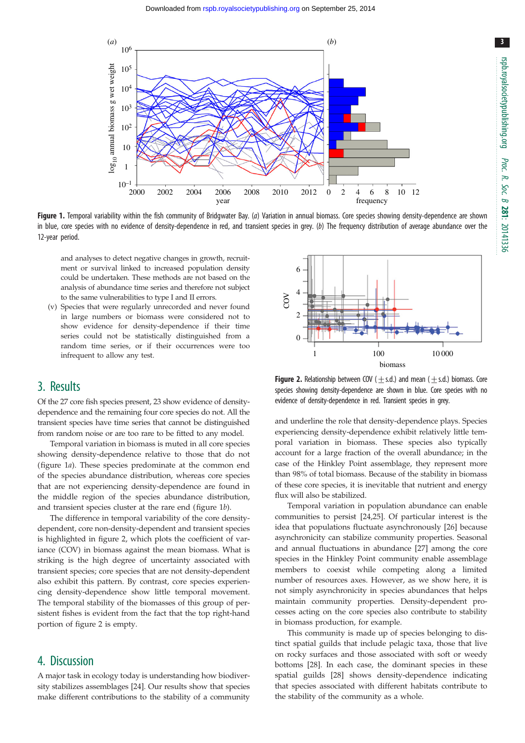**Figure 1.** Temporal variability within the fish community of Bridgwater Bay. (*a*) Variation in annual biomass. Core species showing density-dependence are shown in blue, core species with no evidence of density-dependence in red, and transient species in grey. (*b*) The frequency distribution of average abundance over the 12-year period.

and analyses to detect negative changes in growth, recruitment or survival linked to increased population density could be undertaken. These methods are not based on the analysis of abundance time series and therefore not subject to the same vulnerabilities to type I and II errors.

(v) Species that were regularly unrecorded and never found in large numbers or biomass were considered not to show evidence for density-dependence if their time series could not be statistically distinguished from a random time series, or if their occurrences were too infrequent to allow any test.

## 3. Results

Of the 27 core fish species present, 23 show evidence of density-dependence and the remaining four core species do not. All the transient species have time series that cannot be distinguished from random noise or are too rare to be fitted to any model.

Temporal variation in biomass is muted in all core species showing density-dependence relative to those that do not (figure 1*a*). These species predominate at the common end of the species abundance distribution, whereas core species that are not experiencing density-dependence are found in the middle region of the species abundance distribution, and transient species cluster at the rare end (figure 1*b*).

The difference in temporal variability of the core density-dependent, core non-density-dependent and transient species is highlighted in figure 2, which plots the coefficient of variance (COV) in biomass against the mean biomass. What is striking is the high degree of uncertainty associated with transient species; core species that are not density-dependent also exhibit this pattern. By contrast, core species experiencing density-dependence show little temporal movement. The temporal stability of the biomasses of this group of persistent fishes is evident from the fact that the top right-hand portion of figure 2 is empty.

## 4. Discussion

A major task in ecology today is understanding how biodiversity stabilizes assemblages [24]. Our results show that species make different contributions to the stability of a community and underline the role that density-dependence plays. Species experiencing density-dependence exhibit relatively little temporal variation in biomass. These species also typically account for a large fraction of the overall abundance; in the case of the Hinkley Point assemblage, they represent more than 98% of total biomass. Because of the stability in biomass of these core species, it is inevitable that nutrient and energy flux will also be stabilized.

**Figure 2.** Relationship between COV ($\pm$s.d.) and mean ($\pm$s.d.) biomass. Core species showing density-dependence are shown in blue. Core species with no evidence of density-dependence in red. Transient species in grey.

Temporal variation in population abundance can enable communities to persist [24,25]. Of particular interest is the idea that populations fluctuate asynchronously [26] because asynchronicity can stabilize community properties. Seasonal and annual fluctuations in abundance [27] among the core species in the Hinkley Point community enable assemblage members to coexist while competing along a limited number of resources axes. However, as we show here, it is not simply asynchronicity in species abundances that helps maintain community properties. Density-dependent processes acting on the core species also contribute to stability in biomass production, for example.

This community is made up of species belonging to distinct spatial guilds that include pelagic taxa, those that live on rocky surfaces and those associated with soft or weedy bottoms [28]. In each case, the dominant species in these spatial guilds [28] shows density-dependence indicating that species associated with different habitats contribute to the stability of the community as a whole.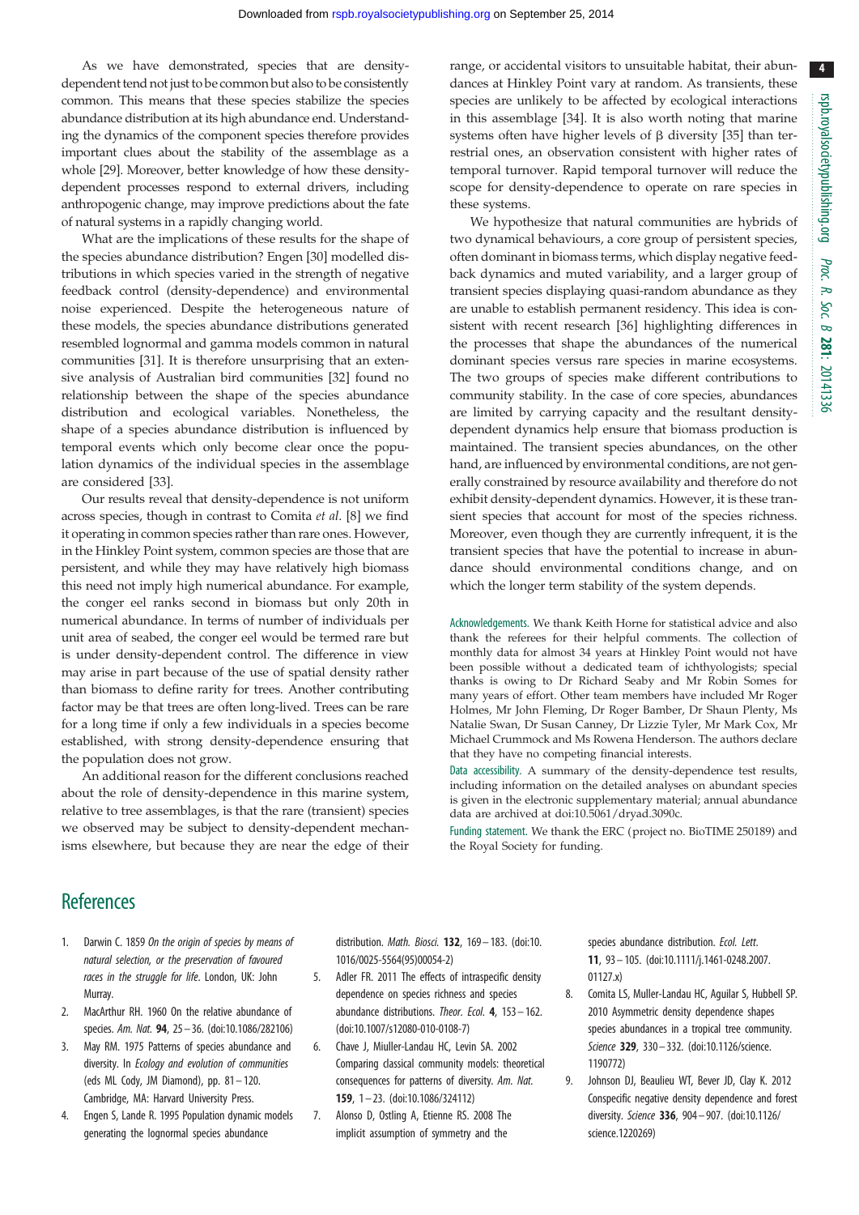As we have demonstrated, species that are density-dependent tend not just to be common but also to be consistently common. This means that these species stabilize the species abundance distribution at its high abundance end. Understanding the dynamics of the component species therefore provides important clues about the stability of the assemblage as a whole [29]. Moreover, better knowledge of how these density-dependent processes respond to external drivers, including anthropogenic change, may improve predictions about the fate of natural systems in a rapidly changing world.

What are the implications of these results for the shape of the species abundance distribution? Engen [30] modelled distributions in which species varied in the strength of negative feedback control (density-dependence) and environmental noise experienced. Despite the heterogeneous nature of these models, the species abundance distributions generated resembled lognormal and gamma models common in natural communities [31]. It is therefore unsurprising that an extensive analysis of Australian bird communities [32] found no relationship between the shape of the species abundance distribution and ecological variables. Nonetheless, the shape of a species abundance distribution is influenced by temporal events which only become clear once the population dynamics of the individual species in the assemblage are considered [33].

Our results reveal that density-dependence is not uniform across species, though in contrast to Comita *et al*. [8] we find it operating in common species rather than rare ones. However, in the Hinkley Point system, common species are those that are persistent, and while they may have relatively high biomass this need not imply high numerical abundance. For example, the conger eel ranks second in biomass but only 20th in numerical abundance. In terms of number of individuals per unit area of seabed, the conger eel would be termed rare but is under density-dependent control. The difference in view may arise in part because of the use of spatial density rather than biomass to define rarity for trees. Another contributing factor may be that trees are often long-lived. Trees can be rare for a long time if only a few individuals in a species become established, with strong density-dependence ensuring that the population does not grow.

An additional reason for the different conclusions reached about the role of density-dependence in this marine system, relative to tree assemblages, is that the rare (transient) species we observed may be subject to density-dependent mechanisms elsewhere, but because they are near the edge of their range, or accidental visitors to unsuitable habitat, their abundances at Hinkley Point vary at random. As transients, these species are unlikely to be affected by ecological interactions in this assemblage [34]. It is also worth noting that marine systems often have higher levels of $\beta$ diversity [35] than terrestrial ones, an observation consistent with higher rates of temporal turnover. Rapid temporal turnover will reduce the scope for density-dependence to operate on rare species in these systems.

We hypothesize that natural communities are hybrids of two dynamical behaviours, a core group of persistent species, often dominant in biomass terms, which display negative feedback dynamics and muted variability, and a larger group of transient species displaying quasi-random abundance as they are unable to establish permanent residency. This idea is consistent with recent research [36] highlighting differences in the processes that shape the abundances of the numerical dominant species versus rare species in marine ecosystems. The two groups of species make different contributions to community stability. In the case of core species, abundances are limited by carrying capacity and the resultant density-dependent dynamics help ensure that biomass production is maintained. The transient species abundances, on the other hand, are influenced by environmental conditions, are not generally constrained by resource availability and therefore do not exhibit density-dependent dynamics. However, it is these transient species that account for most of the species richness. Moreover, even though they are currently infrequent, it is the transient species that have the potential to increase in abundance should environmental conditions change, and on which the longer term stability of the system depends.

Acknowledgements. We thank Keith Horne for statistical advice and also thank the referees for their helpful comments. The collection of monthly data for almost 34 years at Hinkley Point would not have been possible without a dedicated team of ichthyologists; special thanks is owing to Dr Richard Seaby and Mr Robin Somes for many years of effort. Other team members have included Mr Roger Holmes, Mr John Fleming, Dr Roger Bamber, Dr Shaun Plenty, Ms Natalie Swan, Dr Susan Canney, Dr Lizzie Tyler, Mr Mark Cox, Mr Michael Crummock and Ms Rowena Henderson. The authors declare that they have no competing financial interests.

Data accessibility. A summary of the density-dependence test results, including information on the detailed analyses on abundant species is given in the electronic supplementary material; annual abundance data are archived at doi:10.5061/dryad.3090c.

Funding statement. We thank the ERC (project no. BioTIME 250189) and the Royal Society for funding.

## References

1. Darwin C. 1859 *On the origin of species by means of natural selection, or the preservation of favoured races in the struggle for life*. London, UK: John Murray.
2. MacArthur RH. 1960 On the relative abundance of species. *Am. Nat.* **94**, 25–36. (doi:10.1086/282106)
3. May RM. 1975 Patterns of species abundance and diversity. In *Ecology and evolution of communities* (eds ML Cody, JM Diamond), pp. 81–120. Cambridge, MA: Harvard University Press.
4. Engen S, Lande R. 1995 Population dynamic models generating the lognormal species abundance distribution. *Math. Biosci.* **132**, 169–183. (doi:10.1016/0025-5564(95)00054-2)
5. Adler FR. 2011 The effects of intraspecific density dependence on species richness and species abundance distributions. *Theor. Ecol.* **4**, 153–162. (doi:10.1007/s12080-010-0108-7)
6. Chave J, Miuller-Landau HC, Levin SA. 2002 Comparing classical community models: theoretical consequences for patterns of diversity. *Am. Nat.* **159**, 1–23. (doi:10.1086/324112)
7. Alonso D, Ostling A, Etienne RS. 2008 The implicit assumption of symmetry and the species abundance distribution. *Ecol. Lett.* **11**, 93–105. (doi:10.1111/j.1461-0248.2007.01127.x)
8. Comita LS, Muller-Landau HC, Aguilar S, Hubbell SP. 2010 Asymmetric density dependence shapes species abundances in a tropical tree community. *Science* **329**, 330–332. (doi:10.1126/science.1190772)
9. Johnson DJ, Beaulieu WT, Bever JD, Clay K. 2012 Conspecific negative density dependence and forest diversity. *Science* **336**, 904–907. (doi:10.1126/science.1220269)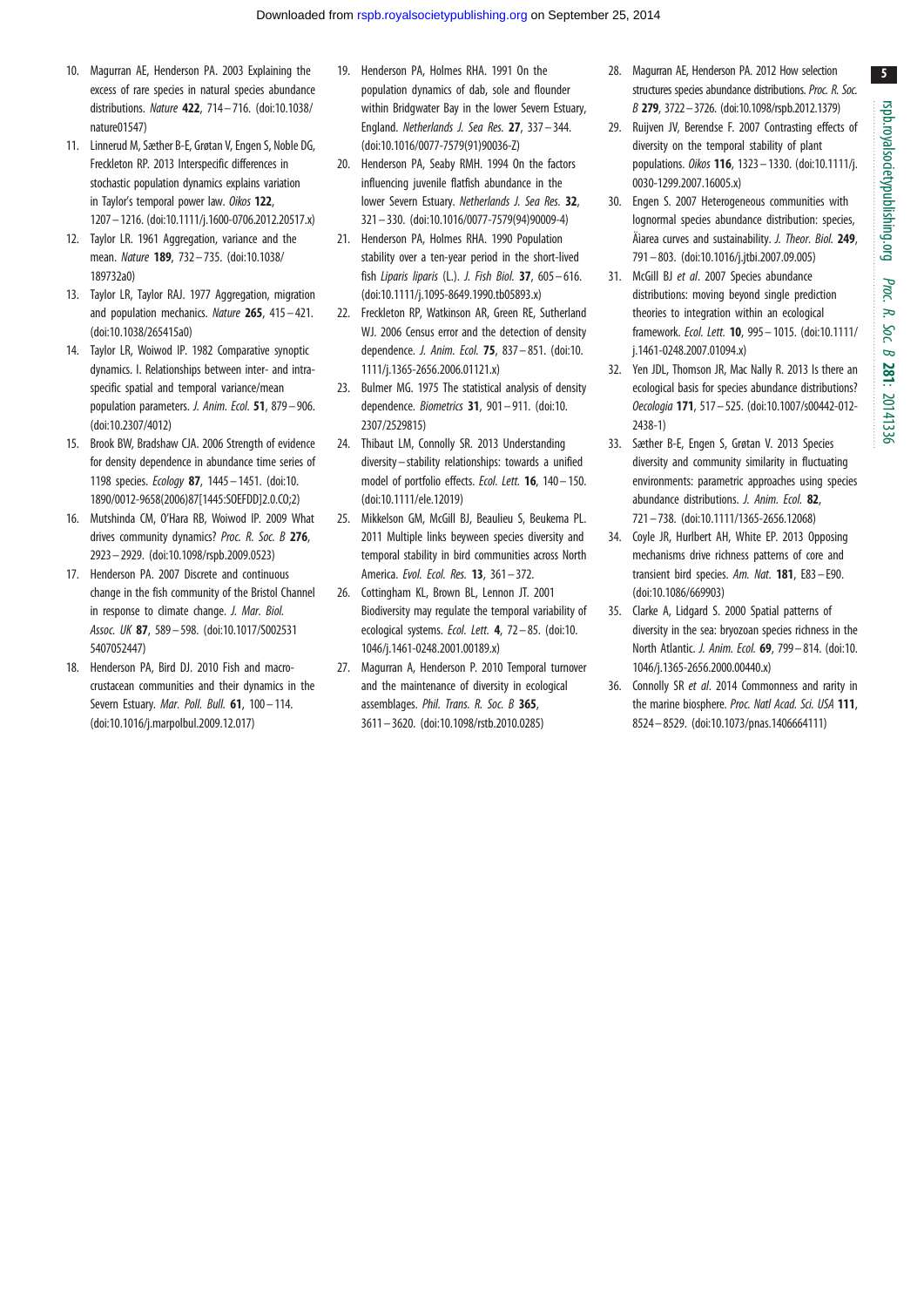10. Magurran AE, Henderson PA. 2003 Explaining the excess of rare species in natural species abundance distributions. *Nature* **422**, 714–716. (doi:10.1038/nature01547)
11. Linnerud M, Sæther B-E, Grøtan V, Engen S, Noble DG, Freckleton RP. 2013 Interspecific differences in stochastic population dynamics explains variation in Taylor's temporal power law. *Oikos* **122**, 1207–1216. (doi:10.1111/j.1600-0706.2012.20517.x)
12. Taylor LR. 1961 Aggregation, variance and the mean. *Nature* **189**, 732–735. (doi:10.1038/189732a0)
13. Taylor LR, Taylor RAJ. 1977 Aggregation, migration and population mechanics. *Nature* **265**, 415–421. (doi:10.1038/265415a0)
14. Taylor LR, Woiwod IP. 1982 Comparative synoptic dynamics. I. Relationships between inter- and intra-specific spatial and temporal variance/mean population parameters. *J. Anim. Ecol.* **51**, 879–906. (doi:10.2307/4012)
15. Brook BW, Bradshaw CJA. 2006 Strength of evidence for density dependence in abundance time series of 1198 species. *Ecology* **87**, 1445–1451. (doi:10.1890/0012-9658(2006)87[1445:SOEFDD]2.0.CO;2)
16. Mutshinda CM, O'Hara RB, Woiwod IP. 2009 What drives community dynamics? *Proc. R. Soc. B* **276**, 2923–2929. (doi:10.1098/rspb.2009.0523)
17. Henderson PA. 2007 Discrete and continuous change in the fish community of the Bristol Channel in response to climate change. *J. Mar. Biol. Assoc. UK* **87**, 589–598. (doi:10.1017/S0025315407052447)
18. Henderson PA, Bird DJ. 2010 Fish and macro-crustacean communities and their dynamics in the Severn Estuary. *Mar. Poll. Bull.* **61**, 100–114. (doi:10.1016/j.marpolbul.2009.12.017)
19. Henderson PA, Holmes RHA. 1991 On the population dynamics of dab, sole and flounder within Bridgwater Bay in the lower Severn Estuary, England. *Netherlands J. Sea Res.* **27**, 337–344. (doi:10.1016/0077-7579(91)90036-Z)
20. Henderson PA, Seaby RMH. 1994 On the factors influencing juvenile flatfish abundance in the lower Severn Estuary. *Netherlands J. Sea Res.* **32**, 321–330. (doi:10.1016/0077-7579(94)90009-4)
21. Henderson PA, Holmes RHA. 1990 Population stability over a ten-year period in the short-lived fish *Liparis liparis* (L.). *J. Fish Biol.* **37**, 605–616. (doi:10.1111/j.1095-8649.1990.tb05893.x)
22. Freckleton RP, Watkinson AR, Green RE, Sutherland WJ. 2006 Census error and the detection of density dependence. *J. Anim. Ecol.* **75**, 837–851. (doi:10.1111/j.1365-2656.2006.01121.x)
23. Bulmer MG. 1975 The statistical analysis of density dependence. *Biometrics* **31**, 901–911. (doi:10.2307/2529815)
24. Thibaut LM, Connolly SR. 2013 Understanding diversity–stability relationships: towards a unified model of portfolio effects. *Ecol. Lett.* **16**, 140–150. (doi:10.1111/ele.12019)
25. Mikkelson GM, McGill BJ, Beaulieu S, Beukema PL. 2011 Multiple links beyween species diversity and temporal stability in bird communities across North America. *Evol. Ecol. Res.* **13**, 361–372.
26. Cottingham KL, Brown BL, Lennon JT. 2001 Biodiversity may regulate the temporal variability of ecological systems. *Ecol. Lett.* **4**, 72–85. (doi:10.1046/j.1461-0248.2001.00189.x)
27. Magurran A, Henderson P. 2010 Temporal turnover and the maintenance of diversity in ecological assemblages. *Phil. Trans. R. Soc. B* **365**, 3611–3620. (doi:10.1098/rstb.2010.0285)
28. Magurran AE, Henderson PA. 2012 How selection structures species abundance distributions. *Proc. R. Soc. B* **279**, 3722–3726. (doi:10.1098/rspb.2012.1379)
29. Ruijven JV, Berendse F. 2007 Contrasting effects of diversity on the temporal stability of plant populations. *Oikos* **116**, 1323–1330. (doi:10.1111/j.0030-1299.2007.16005.x)
30. Engen S. 2007 Heterogeneous communities with lognormal species abundance distribution: species, Äiarea curves and sustainability. *J. Theor. Biol.* **249**, 791–803. (doi:10.1016/j.jtbi.2007.09.005)
31. McGill BJ *et al*. 2007 Species abundance distributions: moving beyond single prediction theories to integration within an ecological framework. *Ecol. Lett.* **10**, 995–1015. (doi:10.1111/j.1461-0248.2007.01094.x)
32. Yen JDL, Thomson JR, Mac Nally R. 2013 Is there an ecological basis for species abundance distributions? *Oecologia* **171**, 517–525. (doi:10.1007/s00442-012-2438-1)
33. Sæther B-E, Engen S, Grøtan V. 2013 Species diversity and community similarity in fluctuating environments: parametric approaches using species abundance distributions. *J. Anim. Ecol.* **82**, 721–738. (doi:10.1111/1365-2656.12068)
34. Coyle JR, Hurlbert AH, White EP. 2013 Opposing mechanisms drive richness patterns of core and transient bird species. *Am. Nat.* **181**, E83–E90. (doi:10.1086/669903)
35. Clarke A, Lidgard S. 2000 Spatial patterns of diversity in the sea: bryozoan species richness in the North Atlantic. *J. Anim. Ecol.* **69**, 799–814. (doi:10.1046/j.1365-2656.2000.00440.x)
36. Connolly SR *et al*. 2014 Commonness and rarity in the marine biosphere. *Proc. Natl Acad. Sci. USA* **111**, 8524–8529. (doi:10.1073/pnas.1406664111)